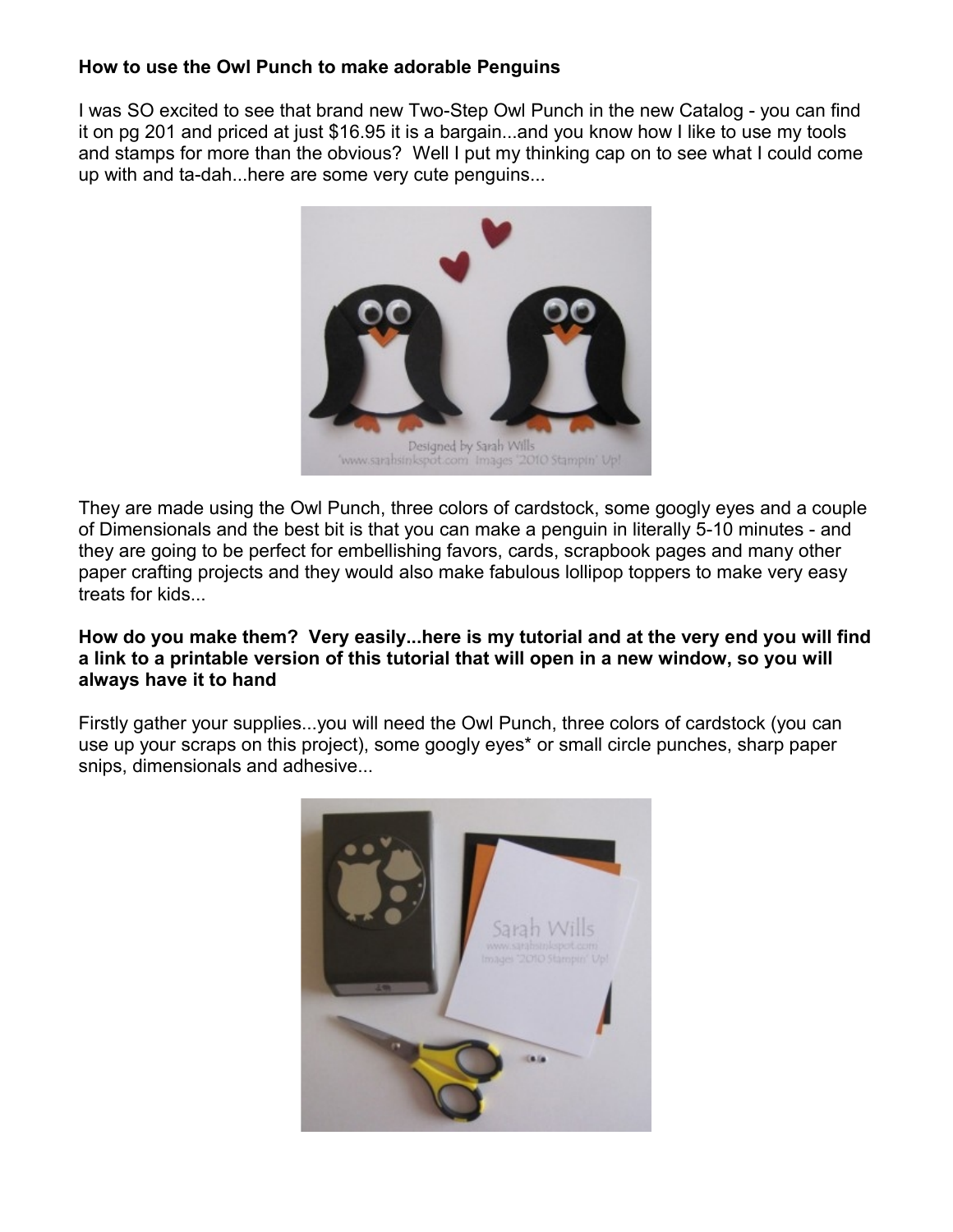**How to use the Owl Punch to make adorable Penguins**

I was SO excited to see that brand new Two-Step Owl Punch in the new Catalog - you can find it on pg 201 and priced at just $16.95 it is a bargain...and you know how I like to use my tools and stamps for more than the obvious? Well I put my thinking cap on to see what I could come up with and ta-dah...here are some very cute penguins...

They are made using the Owl Punch, three colors of cardstock, some googly eyes and a couple of Dimensionals and the best bit is that you can make a penguin in literally 5-10 minutes - and they are going to be perfect for embellishing favors, cards, scrapbook pages and many other paper crafting projects and they would also make fabulous lollipop toppers to make very easy treats for kids...

**How do you make them? Very easily...here is my tutorial and at the very end you will find a link to a printable version of this tutorial that will open in a new window, so you will always have it to hand**

Firstly gather your supplies...you will need the Owl Punch, three colors of cardstock (you can use up your scraps on this project), some googly eyes* or small circle punches, sharp paper snips, dimensionals and adhesive...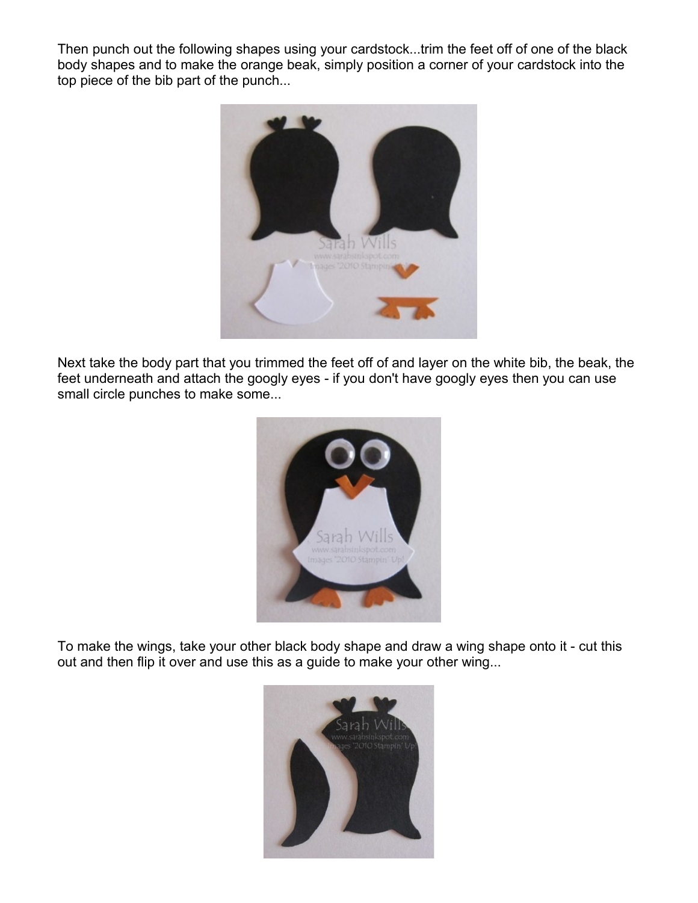Then punch out the following shapes using your cardstock...trim the feet off of one of the black body shapes and to make the orange beak, simply position a corner of your cardstock into the top piece of the bib part of the punch...

Next take the body part that you trimmed the feet off of and layer on the white bib, the beak, the feet underneath and attach the googly eyes - if you don't have googly eyes then you can use small circle punches to make some...

To make the wings, take your other black body shape and draw a wing shape onto it - cut this out and then flip it over and use this as a guide to make your other wing...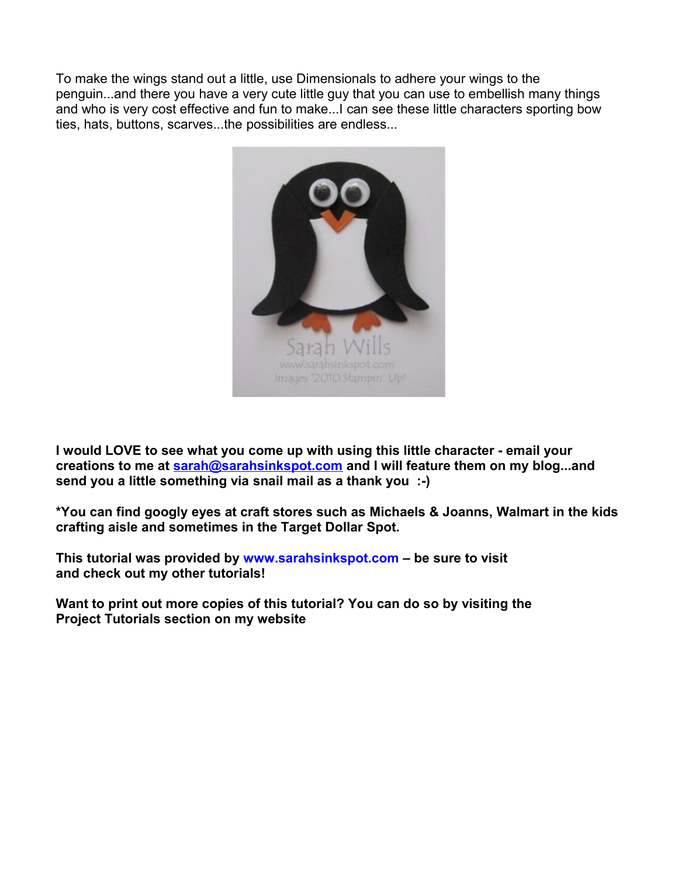To make the wings stand out a little, use Dimensionals to adhere your wings to the penguin...and there you have a very cute little guy that you can use to embellish many things and who is very cost effective and fun to make...I can see these little characters sporting bow ties, hats, buttons, scarves...the possibilities are endless...

**I would LOVE to see what you come up with using this little character - email your creations to me at sarah@sarahsinkspot.com and I will feature them on my blog...and send you a little something via snail mail as a thank you :-)**

***You can find googly eyes at craft stores such as Michaels & Joanns, Walmart in the kids crafting aisle and sometimes in the Target Dollar Spot.**

**This tutorial was provided by www.sarahsinkspot.com – be sure to visit and check out my other tutorials!**

**Want to print out more copies of this tutorial? You can do so by visiting the Project Tutorials section on my website**